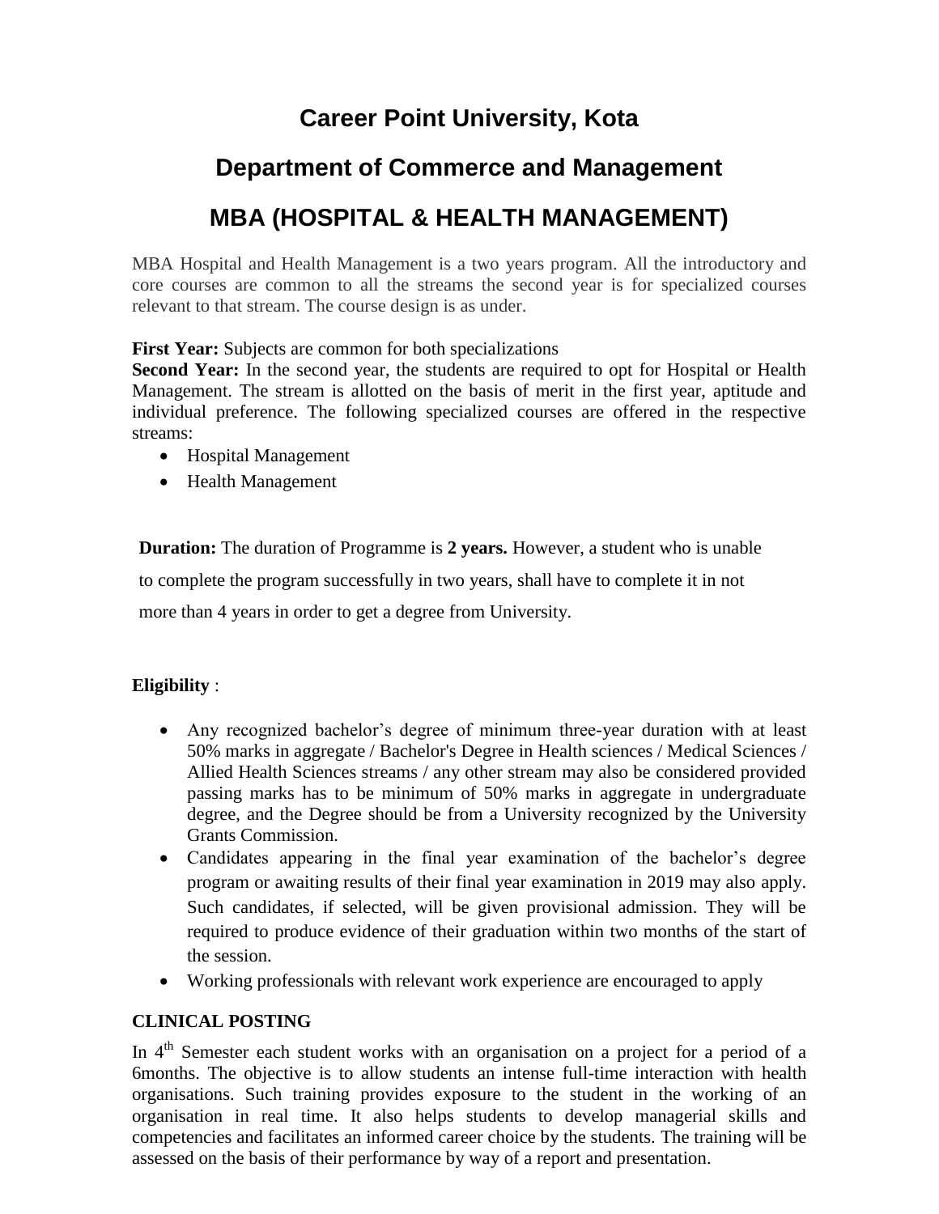# Career Point University, Kota

## Department of Commerce and Management

## MBA (HOSPITAL & HEALTH MANAGEMENT)

MBA Hospital and Health Management is a two years program. All the introductory and core courses are common to all the streams the second year is for specialized courses relevant to that stream. The course design is as under.

**First Year:** Subjects are common for both specializations
**Second Year:** In the second year, the students are required to opt for Hospital or Health Management. The stream is allotted on the basis of merit in the first year, aptitude and individual preference. The following specialized courses are offered in the respective streams:

- Hospital Management
- Health Management

**Duration:** The duration of Programme is **2 years.** However, a student who is unable to complete the program successfully in two years, shall have to complete it in not more than 4 years in order to get a degree from University.

**Eligibility** :

- Any recognized bachelor's degree of minimum three-year duration with at least 50% marks in aggregate / Bachelor's Degree in Health sciences / Medical Sciences / Allied Health Sciences streams / any other stream may also be considered provided passing marks has to be minimum of 50% marks in aggregate in undergraduate degree, and the Degree should be from a University recognized by the University Grants Commission.
- Candidates appearing in the final year examination of the bachelor's degree program or awaiting results of their final year examination in 2019 may also apply. Such candidates, if selected, will be given provisional admission. They will be required to produce evidence of their graduation within two months of the start of the session.
- Working professionals with relevant work experience are encouraged to apply

**CLINICAL POSTING**

In 4th Semester each student works with an organisation on a project for a period of a 6months. The objective is to allow students an intense full-time interaction with health organisations. Such training provides exposure to the student in the working of an organisation in real time. It also helps students to develop managerial skills and competencies and facilitates an informed career choice by the students. The training will be assessed on the basis of their performance by way of a report and presentation.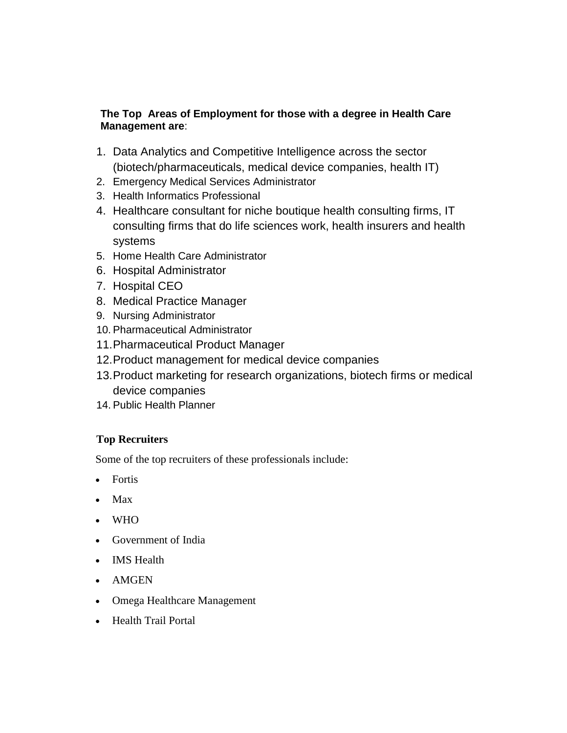**The Top Areas of Employment for those with a degree in Health Care Management are**:

1. Data Analytics and Competitive Intelligence across the sector (biotech/pharmaceuticals, medical device companies, health IT)
2. Emergency Medical Services Administrator
3. Health Informatics Professional
4. Healthcare consultant for niche boutique health consulting firms, IT consulting firms that do life sciences work, health insurers and health systems
5. Home Health Care Administrator
6. Hospital Administrator
7. Hospital CEO
8. Medical Practice Manager
9. Nursing Administrator
10. Pharmaceutical Administrator
11. Pharmaceutical Product Manager
12. Product management for medical device companies
13. Product marketing for research organizations, biotech firms or medical device companies
14. Public Health Planner

**Top Recruiters**

Some of the top recruiters of these professionals include:

- Fortis
- Max
- WHO
- Government of India
- IMS Health
- AMGEN
- Omega Healthcare Management
- Health Trail Portal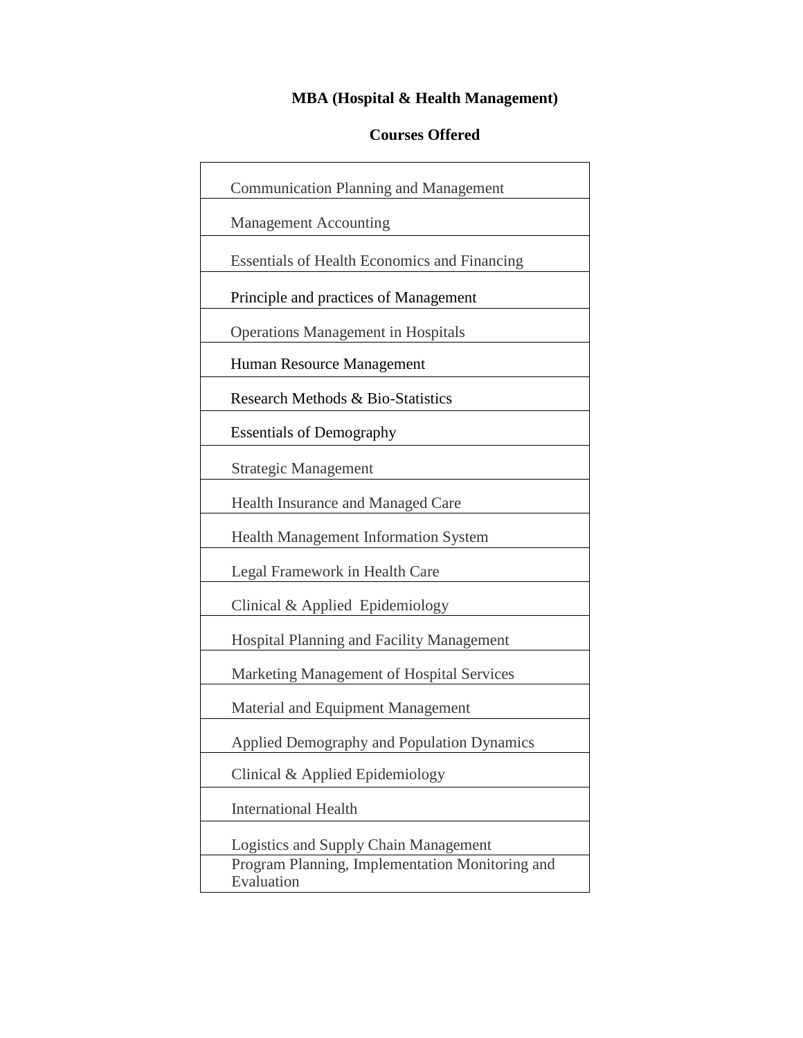**MBA (Hospital & Health Management)**

**Courses Offered**

| |
|---|
| Communication Planning and Management |
| Management Accounting |
| Essentials of Health Economics and Financing |
| Principle and practices of Management |
| Operations Management in Hospitals |
| Human Resource Management |
| Research Methods & Bio-Statistics |
| Essentials of Demography |
| Strategic Management |
| Health Insurance and Managed Care |
| Health Management Information System |
| Legal Framework in Health Care |
| Clinical & Applied  Epidemiology |
| Hospital Planning and Facility Management |
| Marketing Management of Hospital Services |
| Material and Equipment Management |
| Applied Demography and Population Dynamics |
| Clinical & Applied Epidemiology |
| International Health |
| Logistics and Supply Chain Management |
| Program Planning, Implementation Monitoring and Evaluation |